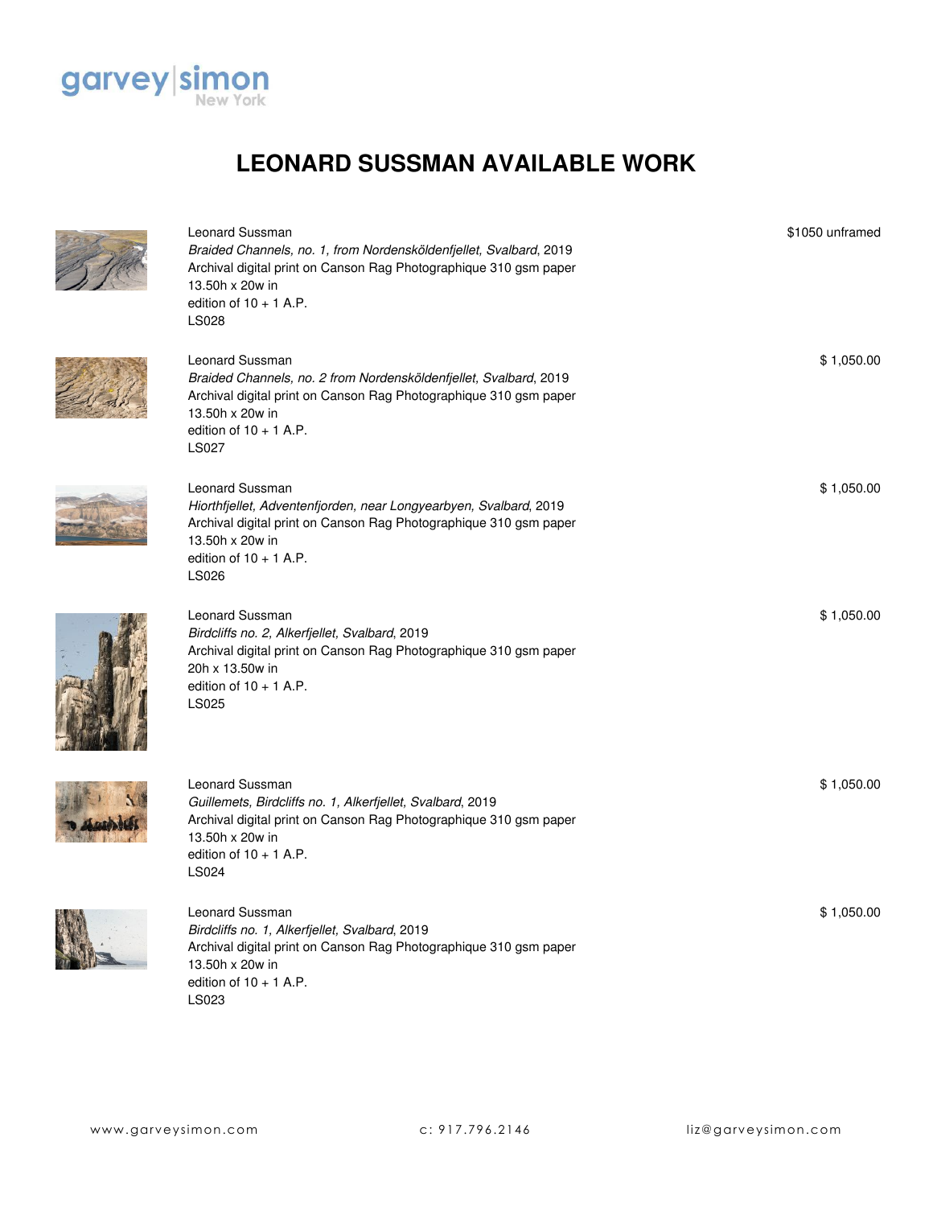garvey|simon
New York

# LEONARD SUSSMAN AVAILABLE WORK

Leonard Sussman
*Braided Channels, no. 1, from Nordensköldenfjellet, Svalbard*, 2019
Archival digital print on Canson Rag Photographique 310 gsm paper
13.50h x 20w in
edition of 10 + 1 A.P.
LS028

$1050 unframed

Leonard Sussman
*Braided Channels, no. 2 from Nordensköldenfjellet, Svalbard*, 2019
Archival digital print on Canson Rag Photographique 310 gsm paper
13.50h x 20w in
edition of 10 + 1 A.P.
LS027

$ 1,050.00

Leonard Sussman
*Hiorthfjellet, Adventenfjorden, near Longyearbyen, Svalbard*, 2019
Archival digital print on Canson Rag Photographique 310 gsm paper
13.50h x 20w in
edition of 10 + 1 A.P.
LS026

$ 1,050.00

Leonard Sussman
*Birdcliffs no. 2, Alkerfjellet, Svalbard*, 2019
Archival digital print on Canson Rag Photographique 310 gsm paper
20h x 13.50w in
edition of 10 + 1 A.P.
LS025

$ 1,050.00

Leonard Sussman
*Guillemets, Birdcliffs no. 1, Alkerfjellet, Svalbard*, 2019
Archival digital print on Canson Rag Photographique 310 gsm paper
13.50h x 20w in
edition of 10 + 1 A.P.
LS024

$ 1,050.00

Leonard Sussman
*Birdcliffs no. 1, Alkerfjellet, Svalbard*, 2019
Archival digital print on Canson Rag Photographique 310 gsm paper
13.50h x 20w in
edition of 10 + 1 A.P.
LS023

$ 1,050.00

www.garveysimon.com c: 917.796.2146 liz@garveysimon.com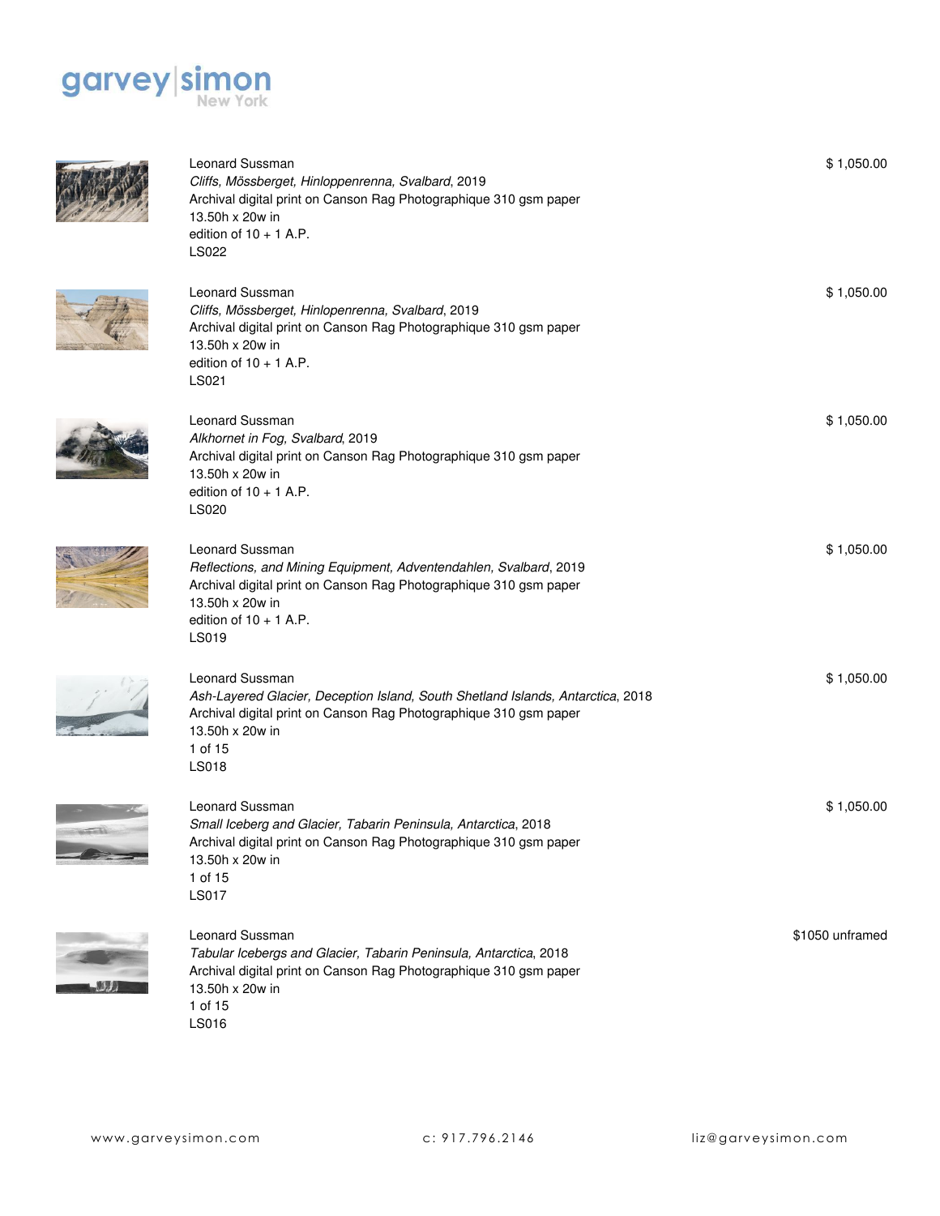Leonard Sussman
*Cliffs, Mössberget, Hinloppenrenna, Svalbard*, 2019
Archival digital print on Canson Rag Photographique 310 gsm paper
13.50h x 20w in
edition of 10 + 1 A.P.
LS022

$ 1,050.00

Leonard Sussman
*Cliffs, Mössberget, Hinlopenrenna, Svalbard*, 2019
Archival digital print on Canson Rag Photographique 310 gsm paper
13.50h x 20w in
edition of 10 + 1 A.P.
LS021

$ 1,050.00

Leonard Sussman
*Alkhornet in Fog, Svalbard*, 2019
Archival digital print on Canson Rag Photographique 310 gsm paper
13.50h x 20w in
edition of 10 + 1 A.P.
LS020

$ 1,050.00

Leonard Sussman
*Reflections, and Mining Equipment, Adventendahlen, Svalbard*, 2019
Archival digital print on Canson Rag Photographique 310 gsm paper
13.50h x 20w in
edition of 10 + 1 A.P.
LS019

$ 1,050.00

Leonard Sussman
*Ash-Layered Glacier, Deception Island, South Shetland Islands, Antarctica*, 2018
Archival digital print on Canson Rag Photographique 310 gsm paper
13.50h x 20w in
1 of 15
LS018

$ 1,050.00

Leonard Sussman
*Small Iceberg and Glacier, Tabarin Peninsula, Antarctica*, 2018
Archival digital print on Canson Rag Photographique 310 gsm paper
13.50h x 20w in
1 of 15
LS017

$ 1,050.00

Leonard Sussman
*Tabular Icebergs and Glacier, Tabarin Peninsula, Antarctica*, 2018
Archival digital print on Canson Rag Photographique 310 gsm paper
13.50h x 20w in
1 of 15
LS016

$1050 unframed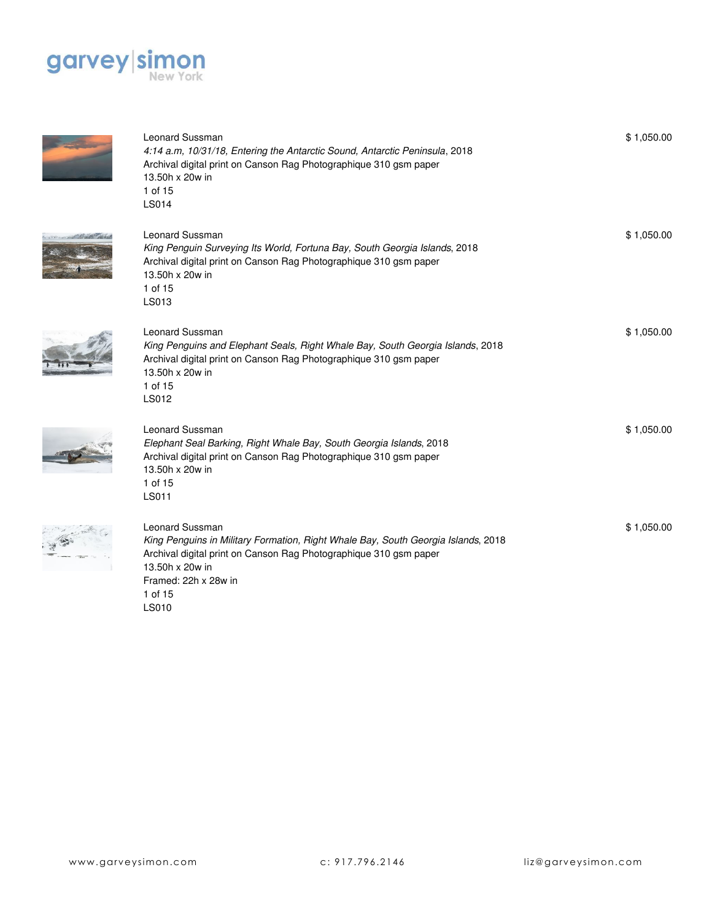garvey|simon New York

Leonard Sussman
*4:14 a.m, 10/31/18, Entering the Antarctic Sound, Antarctic Peninsula*, 2018
Archival digital print on Canson Rag Photographique 310 gsm paper
13.50h x 20w in
1 of 15
LS014

$ 1,050.00

Leonard Sussman
*King Penguin Surveying Its World, Fortuna Bay, South Georgia Islands*, 2018
Archival digital print on Canson Rag Photographique 310 gsm paper
13.50h x 20w in
1 of 15
LS013

$ 1,050.00

Leonard Sussman
*King Penguins and Elephant Seals, Right Whale Bay, South Georgia Islands*, 2018
Archival digital print on Canson Rag Photographique 310 gsm paper
13.50h x 20w in
1 of 15
LS012

$ 1,050.00

Leonard Sussman
*Elephant Seal Barking, Right Whale Bay, South Georgia Islands*, 2018
Archival digital print on Canson Rag Photographique 310 gsm paper
13.50h x 20w in
1 of 15
LS011

$ 1,050.00

Leonard Sussman
*King Penguins in Military Formation, Right Whale Bay, South Georgia Islands*, 2018
Archival digital print on Canson Rag Photographique 310 gsm paper
13.50h x 20w in
Framed: 22h x 28w in
1 of 15
LS010

$ 1,050.00

www.garveysimon.com c: 917.796.2146 liz@garveysimon.com